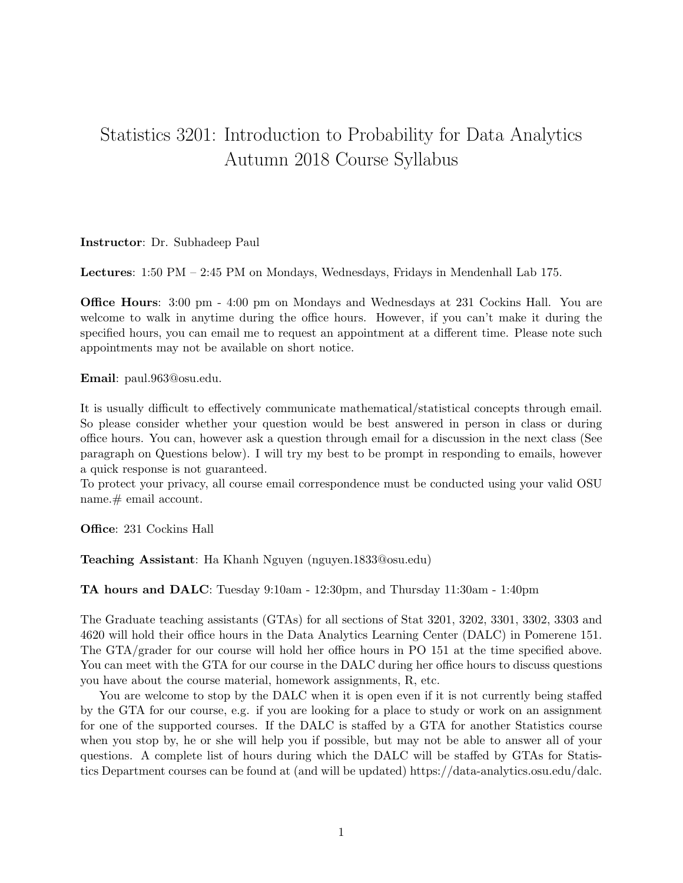# Statistics 3201: Introduction to Probability for Data Analytics Autumn 2018 Course Syllabus

**Instructor**: Dr. Subhadeep Paul

**Lectures**: 1:50 PM – 2:45 PM on Mondays, Wednesdays, Fridays in Mendenhall Lab 175.

**Office Hours**: 3:00 pm - 4:00 pm on Mondays and Wednesdays at 231 Cockins Hall. You are welcome to walk in anytime during the office hours. However, if you can't make it during the specified hours, you can email me to request an appointment at a different time. Please note such appointments may not be available on short notice.

**Email**: paul.963@osu.edu.

It is usually difficult to effectively communicate mathematical/statistical concepts through email. So please consider whether your question would be best answered in person in class or during office hours. You can, however ask a question through email for a discussion in the next class (See paragraph on Questions below). I will try my best to be prompt in responding to emails, however a quick response is not guaranteed.
To protect your privacy, all course email correspondence must be conducted using your valid OSU name.# email account.

**Office**: 231 Cockins Hall

**Teaching Assistant**: Ha Khanh Nguyen (nguyen.1833@osu.edu)

**TA hours and DALC**: Tuesday 9:10am - 12:30pm, and Thursday 11:30am - 1:40pm

The Graduate teaching assistants (GTAs) for all sections of Stat 3201, 3202, 3301, 3302, 3303 and 4620 will hold their office hours in the Data Analytics Learning Center (DALC) in Pomerene 151. The GTA/grader for our course will hold her office hours in PO 151 at the time specified above. You can meet with the GTA for our course in the DALC during her office hours to discuss questions you have about the course material, homework assignments, R, etc.

You are welcome to stop by the DALC when it is open even if it is not currently being staffed by the GTA for our course, e.g. if you are looking for a place to study or work on an assignment for one of the supported courses. If the DALC is staffed by a GTA for another Statistics course when you stop by, he or she will help you if possible, but may not be able to answer all of your questions. A complete list of hours during which the DALC will be staffed by GTAs for Statistics Department courses can be found at (and will be updated) https://data-analytics.osu.edu/dalc.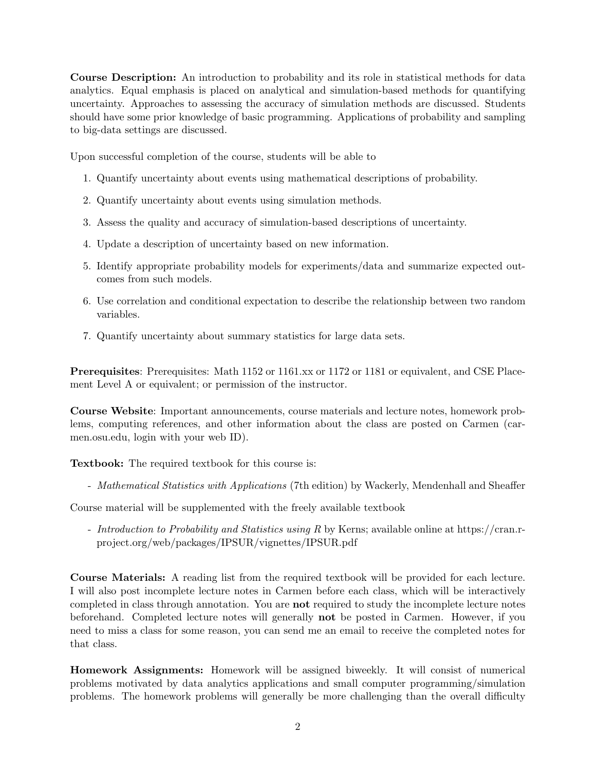**Course Description:** An introduction to probability and its role in statistical methods for data analytics. Equal emphasis is placed on analytical and simulation-based methods for quantifying uncertainty. Approaches to assessing the accuracy of simulation methods are discussed. Students should have some prior knowledge of basic programming. Applications of probability and sampling to big-data settings are discussed.

Upon successful completion of the course, students will be able to

1. Quantify uncertainty about events using mathematical descriptions of probability.
2. Quantify uncertainty about events using simulation methods.
3. Assess the quality and accuracy of simulation-based descriptions of uncertainty.
4. Update a description of uncertainty based on new information.
5. Identify appropriate probability models for experiments/data and summarize expected outcomes from such models.
6. Use correlation and conditional expectation to describe the relationship between two random variables.
7. Quantify uncertainty about summary statistics for large data sets.

**Prerequisites**: Prerequisites: Math 1152 or 1161.xx or 1172 or 1181 or equivalent, and CSE Placement Level A or equivalent; or permission of the instructor.

**Course Website**: Important announcements, course materials and lecture notes, homework problems, computing references, and other information about the class are posted on Carmen (carmen.osu.edu, login with your web ID).

**Textbook:** The required textbook for this course is:

- *Mathematical Statistics with Applications* (7th edition) by Wackerly, Mendenhall and Sheaffer

Course material will be supplemented with the freely available textbook

- *Introduction to Probability and Statistics using R* by Kerns; available online at https://cran.r-project.org/web/packages/IPSUR/vignettes/IPSUR.pdf

**Course Materials:** A reading list from the required textbook will be provided for each lecture. I will also post incomplete lecture notes in Carmen before each class, which will be interactively completed in class through annotation. You are **not** required to study the incomplete lecture notes beforehand. Completed lecture notes will generally **not** be posted in Carmen. However, if you need to miss a class for some reason, you can send me an email to receive the completed notes for that class.

**Homework Assignments:** Homework will be assigned biweekly. It will consist of numerical problems motivated by data analytics applications and small computer programming/simulation problems. The homework problems will generally be more challenging than the overall difficulty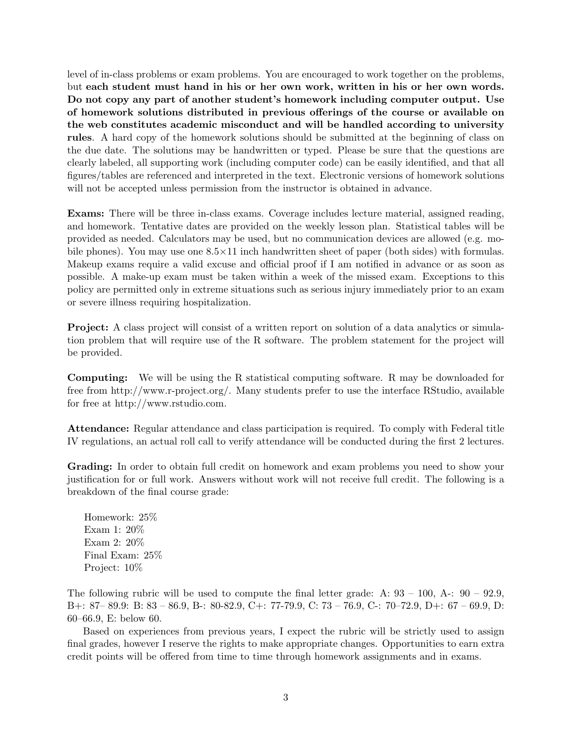level of in-class problems or exam problems. You are encouraged to work together on the problems, but **each student must hand in his or her own work, written in his or her own words. Do not copy any part of another student's homework including computer output. Use of homework solutions distributed in previous offerings of the course or available on the web constitutes academic misconduct and will be handled according to university rules**. A hard copy of the homework solutions should be submitted at the beginning of class on the due date. The solutions may be handwritten or typed. Please be sure that the questions are clearly labeled, all supporting work (including computer code) can be easily identified, and that all figures/tables are referenced and interpreted in the text. Electronic versions of homework solutions will not be accepted unless permission from the instructor is obtained in advance.

**Exams:** There will be three in-class exams. Coverage includes lecture material, assigned reading, and homework. Tentative dates are provided on the weekly lesson plan. Statistical tables will be provided as needed. Calculators may be used, but no communication devices are allowed (e.g. mobile phones). You may use one $8.5 \times 11$ inch handwritten sheet of paper (both sides) with formulas. Makeup exams require a valid excuse and official proof if I am notified in advance or as soon as possible. A make-up exam must be taken within a week of the missed exam. Exceptions to this policy are permitted only in extreme situations such as serious injury immediately prior to an exam or severe illness requiring hospitalization.

**Project:** A class project will consist of a written report on solution of a data analytics or simulation problem that will require use of the R software. The problem statement for the project will be provided.

**Computing:** We will be using the R statistical computing software. R may be downloaded for free from http://www.r-project.org/. Many students prefer to use the interface RStudio, available for free at http://www.rstudio.com.

**Attendance:** Regular attendance and class participation is required. To comply with Federal title IV regulations, an actual roll call to verify attendance will be conducted during the first 2 lectures.

**Grading:** In order to obtain full credit on homework and exam problems you need to show your justification for or full work. Answers without work will not receive full credit. The following is a breakdown of the final course grade:

Homework: 25%
Exam 1: 20%
Exam 2: 20%
Final Exam: 25%
Project: 10%

The following rubric will be used to compute the final letter grade: A: 93 – 100, A-: 90 – 92.9, B+: 87– 89.9: B: 83 – 86.9, B-: 80-82.9, C+: 77-79.9, C: 73 – 76.9, C-: 70–72.9, D+: 67 – 69.9, D: 60–66.9, E: below 60.

Based on experiences from previous years, I expect the rubric will be strictly used to assign final grades, however I reserve the rights to make appropriate changes. Opportunities to earn extra credit points will be offered from time to time through homework assignments and in exams.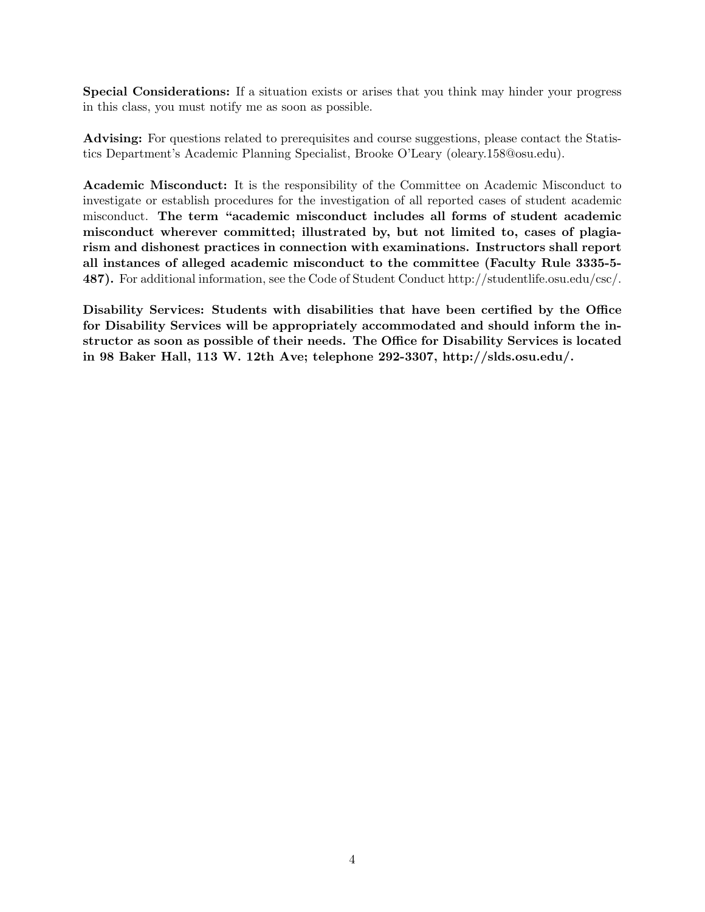**Special Considerations:** If a situation exists or arises that you think may hinder your progress in this class, you must notify me as soon as possible.

**Advising:** For questions related to prerequisites and course suggestions, please contact the Statistics Department's Academic Planning Specialist, Brooke O'Leary (oleary.158@osu.edu).

**Academic Misconduct:** It is the responsibility of the Committee on Academic Misconduct to investigate or establish procedures for the investigation of all reported cases of student academic misconduct. **The term "academic misconduct includes all forms of student academic misconduct wherever committed; illustrated by, but not limited to, cases of plagiarism and dishonest practices in connection with examinations. Instructors shall report all instances of alleged academic misconduct to the committee (Faculty Rule 3335-5-487).** For additional information, see the Code of Student Conduct http://studentlife.osu.edu/csc/.

**Disability Services: Students with disabilities that have been certified by the Office for Disability Services will be appropriately accommodated and should inform the instructor as soon as possible of their needs. The Office for Disability Services is located in 98 Baker Hall, 113 W. 12th Ave; telephone 292-3307, http://slds.osu.edu/.**